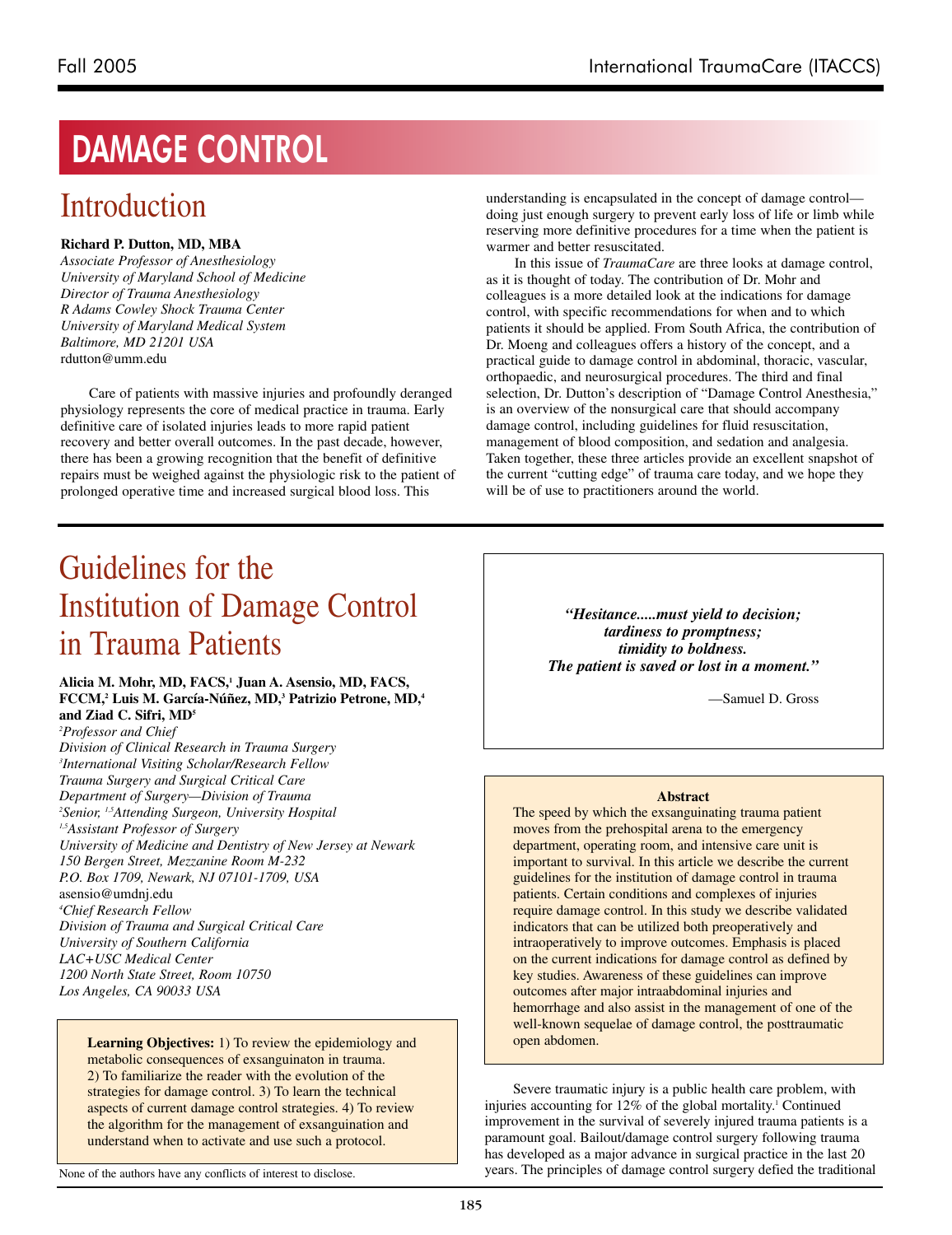# DAMAGE CONTROL

## Introduction

**Richard P. Dutton, MD, MBA**
*Associate Professor of Anesthesiology*
*University of Maryland School of Medicine*
*Director of Trauma Anesthesiology*
*R Adams Cowley Shock Trauma Center*
*University of Maryland Medical System*
*Baltimore, MD 21201 USA*
rdutton@umm.edu

Care of patients with massive injuries and profoundly deranged physiology represents the core of medical practice in trauma. Early definitive care of isolated injuries leads to more rapid patient recovery and better overall outcomes. In the past decade, however, there has been a growing recognition that the benefit of definitive repairs must be weighed against the physiologic risk to the patient of prolonged operative time and increased surgical blood loss. This understanding is encapsulated in the concept of damage control—doing just enough surgery to prevent early loss of life or limb while reserving more definitive procedures for a time when the patient is warmer and better resuscitated.

In this issue of *TraumaCare* are three looks at damage control, as it is thought of today. The contribution of Dr. Mohr and colleagues is a more detailed look at the indications for damage control, with specific recommendations for when and to which patients it should be applied. From South Africa, the contribution of Dr. Moeng and colleagues offers a history of the concept, and a practical guide to damage control in abdominal, thoracic, vascular, orthopaedic, and neurosurgical procedures. The third and final selection, Dr. Dutton's description of "Damage Control Anesthesia," is an overview of the nonsurgical care that should accompany damage control, including guidelines for fluid resuscitation, management of blood composition, and sedation and analgesia. Taken together, these three articles provide an excellent snapshot of the current "cutting edge" of trauma care today, and we hope they will be of use to practitioners around the world.

## Guidelines for the Institution of Damage Control in Trauma Patients

**Alicia M. Mohr, MD, FACS,[1] Juan A. Asensio, MD, FACS, FCCM,[2] Luis M. García-Núñez, MD,[3] Patrizio Petrone, MD,[4] and Ziad C. Sifri, MD[5]**
[2]*Professor and Chief*
*Division of Clinical Research in Trauma Surgery*
[3]*International Visiting Scholar/Research Fellow*
*Trauma Surgery and Surgical Critical Care*
*Department of Surgery—Division of Trauma*
[2]*Senior,* [1,5]*Attending Surgeon, University Hospital*
[1,5]*Assistant Professor of Surgery*
*University of Medicine and Dentistry of New Jersey at Newark*
*150 Bergen Street, Mezzanine Room M-232*
*P.O. Box 1709, Newark, NJ 07101-1709, USA*
asensio@umdnj.edu
[4]*Chief Research Fellow*
*Division of Trauma and Surgical Critical Care*
*University of Southern California*
*LAC+USC Medical Center*
*1200 North State Street, Room 10750*
*Los Angeles, CA 90033 USA*

**Learning Objectives:** 1) To review the epidemiology and metabolic consequences of exanguinaton in trauma. 2) To familiarize the reader with the evolution of the strategies for damage control. 3) To learn the technical aspects of current damage control strategies. 4) To review the algorithm for the management of exsanguination and understand when to activate and use such a protocol.

None of the authors have any conflicts of interest to disclose.

> ***"Hesitance.....must yield to decision;***
> ***tardiness to promptness;***
> ***timidity to boldness.***
> ***The patient is saved or lost in a moment."***
>
> —Samuel D. Gross

**Abstract**

The speed by which the exsanguinating trauma patient moves from the prehospital arena to the emergency department, operating room, and intensive care unit is important to survival. In this article we describe the current guidelines for the institution of damage control in trauma patients. Certain conditions and complexes of injuries require damage control. In this study we describe validated indicators that can be utilized both preoperatively and intraoperatively to improve outcomes. Emphasis is placed on the current indications for damage control as defined by key studies. Awareness of these guidelines can improve outcomes after major intraabdominal injuries and hemorrhage and also assist in the management of one of the well-known sequelae of damage control, the posttraumatic open abdomen.

Severe traumatic injury is a public health care problem, with injuries accounting for 12% of the global mortality.[1] Continued improvement in the survival of severely injured trauma patients is a paramount goal. Bailout/damage control surgery following trauma has developed as a major advance in surgical practice in the last 20 years. The principles of damage control surgery defied the traditional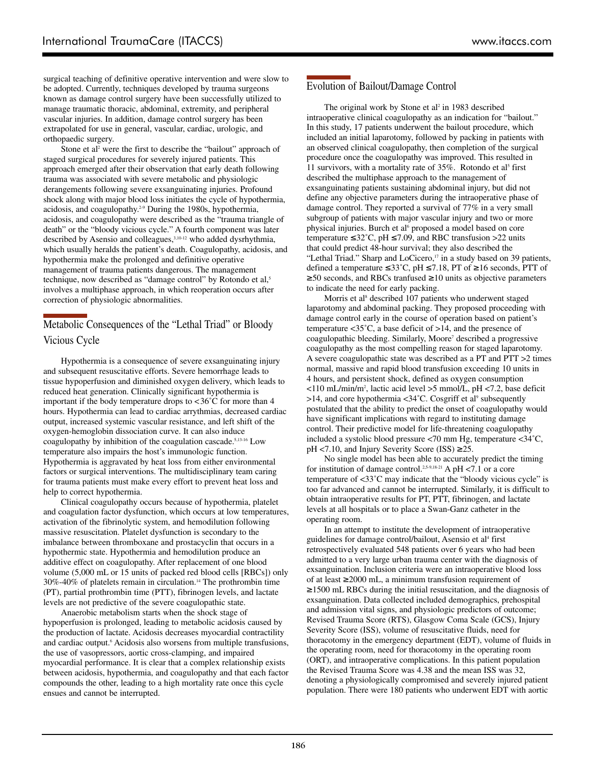surgical teaching of definitive operative intervention and were slow to be adopted. Currently, techniques developed by trauma surgeons known as damage control surgery have been successfully utilized to manage traumatic thoracic, abdominal, extremity, and peripheral vascular injuries. In addition, damage control surgery has been extrapolated for use in general, vascular, cardiac, urologic, and orthopaedic surgery.

Stone et al[2] were the first to describe the "bailout" approach of staged surgical procedures for severely injured patients. This approach emerged after their observation that early death following trauma was associated with severe metabolic and physiologic derangements following severe exsanguinating injuries. Profound shock along with major blood loss initiates the cycle of hypothermia, acidosis, and coagulopathy.[2-9] During the 1980s, hypothermia, acidosis, and coagulopathy were described as the "trauma triangle of death" or the "bloody vicious cycle." A fourth component was later described by Asensio and colleagues,[3,10-12] who added dysrhythmia, which usually heralds the patient's death. Coagulopathy, acidosis, and hypothermia make the prolonged and definitive operative management of trauma patients dangerous. The management technique, now described as "damage control" by Rotondo et al,[5] involves a multiphase approach, in which reoperation occurs after correction of physiologic abnormalities.

## Metabolic Consequences of the "Lethal Triad" or Bloody Vicious Cycle

Hypothermia is a consequence of severe exsanguinating injury and subsequent resuscitative efforts. Severe hemorrhage leads to tissue hypoperfusion and diminished oxygen delivery, which leads to reduced heat generation. Clinically significant hypothermia is important if the body temperature drops to <36˚C for more than 4 hours. Hypothermia can lead to cardiac arrythmias, decreased cardiac output, increased systemic vascular resistance, and left shift of the oxygen-hemoglobin dissociation curve. It can also induce coagulopathy by inhibition of the coagulation cascade.[5,13-16] Low temperature also impairs the host's immunologic function. Hypothermia is aggravated by heat loss from either environmental factors or surgical interventions. The multidisciplinary team caring for trauma patients must make every effort to prevent heat loss and help to correct hypothermia.

Clinical coagulopathy occurs because of hypothermia, platelet and coagulation factor dysfunction, which occurs at low temperatures, activation of the fibrinolytic system, and hemodilution following massive resuscitation. Platelet dysfunction is secondary to the imbalance between thromboxane and prostacyclin that occurs in a hypothermic state. Hypothermia and hemodilution produce an additive effect on coagulopathy. After replacement of one blood volume (5,000 mL or 15 units of packed red blood cells [RBCs]) only 30%-40% of platelets remain in circulation.[14] The prothrombin time (PT), partial prothrombin time (PTT), fibrinogen levels, and lactate levels are not predictive of the severe coagulopathic state.

Anaerobic metabolism starts when the shock stage of hypoperfusion is prolonged, leading to metabolic acidosis caused by the production of lactate. Acidosis decreases myocardial contractility and cardiac output.[6] Acidosis also worsens from multiple transfusions, the use of vasopressors, aortic cross-clamping, and impaired myocardial performance. It is clear that a complex relationship exists between acidosis, hypothermia, and coagulopathy and that each factor compounds the other, leading to a high mortality rate once this cycle ensues and cannot be interrupted.

## Evolution of Bailout/Damage Control

The original work by Stone et al[2] in 1983 described intraoperative clinical coagulopathy as an indication for "bailout." In this study, 17 patients underwent the bailout procedure, which included an initial laparotomy, followed by packing in patients with an observed clinical coagulopathy, then completion of the surgical procedure once the coagulopathy was improved. This resulted in 11 survivors, with a mortality rate of 35%. Rotondo et al[5] first described the multiphase approach to the management of exsanguinating patients sustaining abdominal injury, but did not define any objective parameters during the intraoperative phase of damage control. They reported a survival of 77% in a very small subgroup of patients with major vascular injury and two or more physical injuries. Burch et al[6] proposed a model based on core temperature ≤32˚C, pH ≤7.09, and RBC transfusion >22 units that could predict 48-hour survival; they also described the "Lethal Triad." Sharp and LoCicero,[17] in a study based on 39 patients, defined a temperature ≤33˚C, pH ≤7.18, PT of ≥16 seconds, PTT of ≥50 seconds, and RBCs tranfused ≥10 units as objective parameters to indicate the need for early packing.

Morris et al[8] described 107 patients who underwent staged laparotomy and abdominal packing. They proposed proceeding with damage control early in the course of operation based on patient's temperature <35˚C, a base deficit of >14, and the presence of coagulopathic bleeding. Similarly, Moore[7] described a progressive coagulopathy as the most compelling reason for staged laparotomy. A severe coagulopathic state was described as a PT and PTT >2 times normal, massive and rapid blood transfusion exceeding 10 units in 4 hours, and persistent shock, defined as oxygen consumption <110 mL/min/m$^2$, lactic acid level >5 mmol/L, pH <7.2, base deficit >14, and core hypothermia <34˚C. Cosgriff et al[9] subsequently postulated that the ability to predict the onset of coagulopathy would have significant implications with regard to instituting damage control. Their predictive model for life-threatening coagulopathy included a systolic blood pressure <70 mm Hg, temperature <34˚C, pH <7.10, and Injury Severity Score (ISS) ≥25.

No single model has been able to accurately predict the timing for institution of damage control.[2,5-9,18-21] A pH <7.1 or a core temperature of <33˚C may indicate that the "bloody vicious cycle" is too far advanced and cannot be interrupted. Similarly, it is difficult to obtain intraoperative results for PT, PTT, fibrinogen, and lactate levels at all hospitals or to place a Swan-Ganz catheter in the operating room.

In an attempt to institute the development of intraoperative guidelines for damage control/bailout, Asensio et al[4] first retrospectively evaluated 548 patients over 6 years who had been admitted to a very large urban trauma center with the diagnosis of exsanguination. Inclusion criteria were an intraoperative blood loss of at least ≥2000 mL, a minimum transfusion requirement of ≥1500 mL RBCs during the initial resuscitation, and the diagnosis of exsanguination. Data collected included demographics, prehospital and admission vital signs, and physiologic predictors of outcome; Revised Trauma Score (RTS), Glasgow Coma Scale (GCS), Injury Severity Score (ISS), volume of resuscitative fluids, need for thoracotomy in the emergency department (EDT), volume of fluids in the operating room, need for thoracotomy in the operating room (ORT), and intraoperative complications. In this patient population the Revised Trauma Score was 4.38 and the mean ISS was 32, denoting a physiologically compromised and severely injured patient population. There were 180 patients who underwent EDT with aortic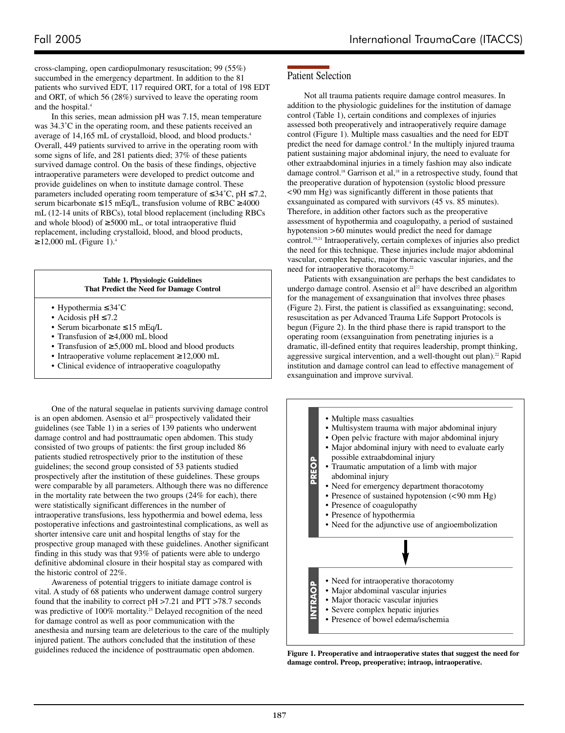cross-clamping, open cardiopulmonary resuscitation; 99 (55%) succumbed in the emergency department. In addition to the 81 patients who survived EDT, 117 required ORT, for a total of 198 EDT and ORT, of which 56 (28%) survived to leave the operating room and the hospital.[4]

In this series, mean admission pH was 7.15, mean temperature was 34.3˚C in the operating room, and these patients received an average of 14,165 mL of crystalloid, blood, and blood products.[4] Overall, 449 patients survived to arrive in the operating room with some signs of life, and 281 patients died; 37% of these patients survived damage control. On the basis of these findings, objective intraoperative parameters were developed to predict outcome and provide guidelines on when to institute damage control. These parameters included operating room temperature of ≤34˚C, pH ≤7.2, serum bicarbonate ≤15 mEq/L, transfusion volume of RBC ≥4000 mL (12-14 units of RBCs), total blood replacement (including RBCs and whole blood) of ≥5000 mL, or total intraoperative fluid replacement, including crystalloid, blood, and blood products, ≥12,000 mL (Figure 1).[4]

**Table 1. Physiologic Guidelines That Predict the Need for Damage Control**

- Hypothermia ≤34˚C
- Acidosis pH ≤7.2
- Serum bicarbonate ≤15 mEq/L
- Transfusion of ≥4,000 mL blood
- Transfusion of ≥5,000 mL blood and blood products
- Intraoperative volume replacement ≥12,000 mL
- Clinical evidence of intraoperative coagulopathy

One of the natural sequelae in patients surviving damage control is an open abdomen. Asensio et al[22] prospectively validated their guidelines (see Table 1) in a series of 139 patients who underwent damage control and had posttraumatic open abdomen. This study consisted of two groups of patients: the first group included 86 patients studied retrospectively prior to the institution of these guidelines; the second group consisted of 53 patients studied prospectively after the institution of these guidelines. These groups were comparable by all parameters. Although there was no difference in the mortality rate between the two groups (24% for each), there were statistically significant differences in the number of intraoperative transfusions, less hypothermia and bowel edema, less postoperative infections and gastrointestinal complications, as well as shorter intensive care unit and hospital lengths of stay for the prospective group managed with these guidelines. Another significant finding in this study was that 93% of patients were able to undergo definitive abdominal closure in their hospital stay as compared with the historic control of 22%.

Awareness of potential triggers to initiate damage control is vital. A study of 68 patients who underwent damage control surgery found that the inability to correct pH >7.21 and PTT >78.7 seconds was predictive of 100% mortality.[23] Delayed recognition of the need for damage control as well as poor communication with the anesthesia and nursing team are deleterious to the care of the multiply injured patient. The authors concluded that the institution of these guidelines reduced the incidence of posttraumatic open abdomen.

## Patient Selection

Not all trauma patients require damage control measures. In addition to the physiologic guidelines for the institution of damage control (Table 1), certain conditions and complexes of injuries assessed both preoperatively and intraoperatively require damage control (Figure 1). Multiple mass casualties and the need for EDT predict the need for damage control.[4] In the multiply injured trauma patient sustaining major abdominal injury, the need to evaluate for other extraabdominal injuries in a timely fashion may also indicate damage control.[18] Garrison et al,[18] in a retrospective study, found that the preoperative duration of hypotension (systolic blood pressure <90 mm Hg) was significantly different in those patients that exsanguinated as compared with survivors (45 vs. 85 minutes). Therefore, in addition other factors such as the preoperative assessment of hypothermia and coagulopathy, a period of sustained hypotension >60 minutes would predict the need for damage control.[19,21] Intraoperatively, certain complexes of injuries also predict the need for this technique. These injuries include major abdominal vascular, complex hepatic, major thoracic vascular injuries, and the need for intraoperative thoracotomy.[22]

Patients with exsanguination are perhaps the best candidates to undergo damage control. Asensio et al[22] have described an algorithm for the management of exsanguination that involves three phases (Figure 2). First, the patient is classified as exsanguinating; second, resuscitation as per Advanced Trauma Life Support Protocols is begun (Figure 2). In the third phase there is rapid transport to the operating room (exsanguination from penetrating injuries is a dramatic, ill-defined entity that requires leadership, prompt thinking, aggressive surgical intervention, and a well-thought out plan).[22] Rapid institution and damage control can lead to effective management of exsanguination and improve survival.

**PREOP**

- Multiple mass casualties
- Multisystem trauma with major abdominal injury
- Open pelvic fracture with major abdominal injury
- Major abdominal injury with need to evaluate early possible extraabdominal injury
- Traumatic amputation of a limb with major abdominal injury
- Need for emergency department thoracotomy
- Presence of sustained hypotension (<90 mm Hg)
- Presence of coagulopathy
- Presence of hypothermia
- Need for the adjunctive use of angioembolization

↓

**INTRAOP**

- Need for intraoperative thoracotomy
- Major abdominal vascular injuries
- Major thoracic vascular injuries
- Severe complex hepatic injuries
- Presence of bowel edema/ischemia

**Figure 1. Preoperative and intraoperative states that suggest the need for damage control. Preop, preoperative; intraop, intraoperative.**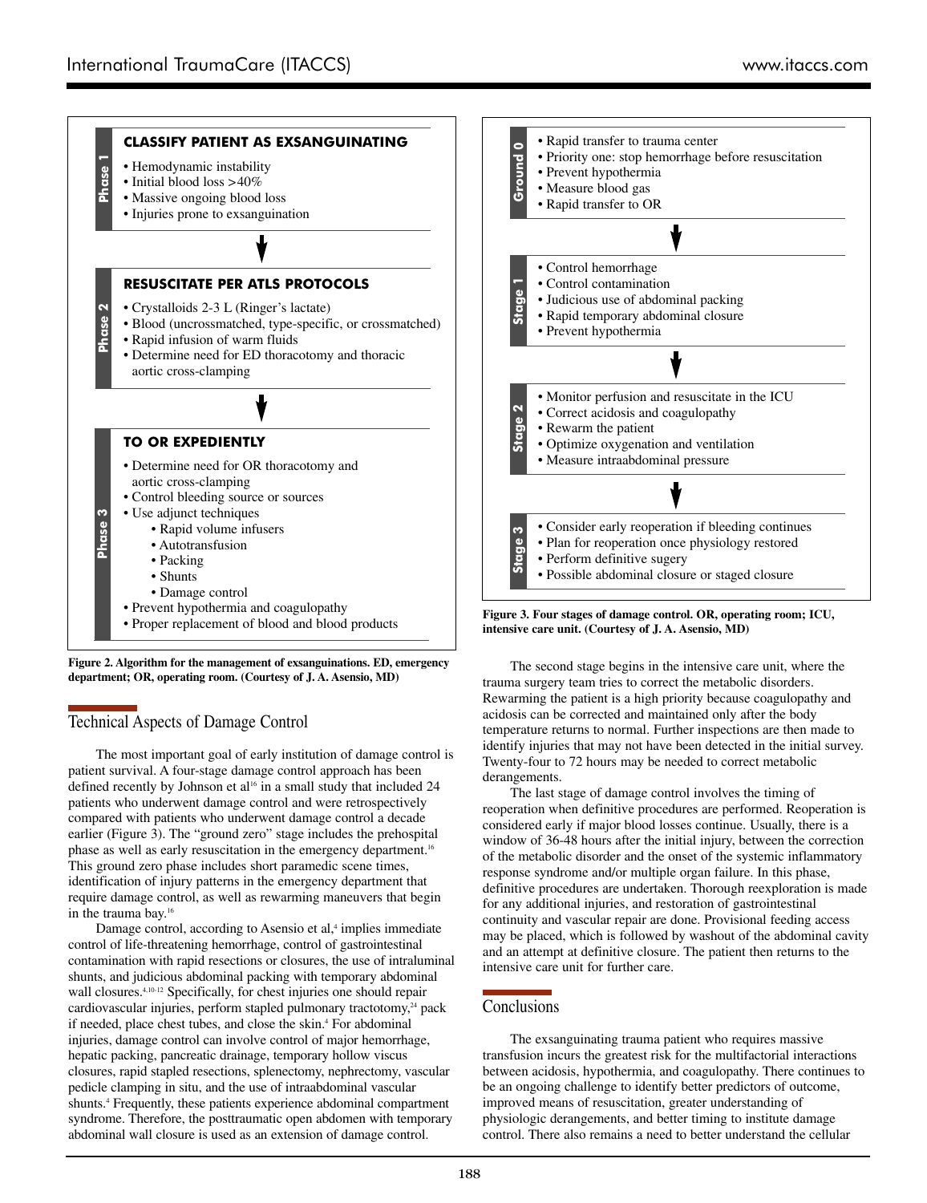**Phase 1 — CLASSIFY PATIENT AS EXSANGUINATING**

- Hemodynamic instability
- Initial blood loss >40%
- Massive ongoing blood loss
- Injuries prone to exsanguination

↓

**Phase 2 — RESUSCITATE PER ATLS PROTOCOLS**

- Crystalloids 2-3 L (Ringer's lactate)
- Blood (uncrossmatched, type-specific, or crossmatched)
- Rapid infusion of warm fluids
- Determine need for ED thoracotomy and thoracic aortic cross-clamping

↓

**Phase 3 — TO OR EXPEDIENTLY**

- Determine need for OR thoracotomy and aortic cross-clamping
- Control bleeding source or sources
- Use adjunct techniques
  - Rapid volume infusers
  - Autotransfusion
  - Packing
  - Shunts
  - Damage control
- Prevent hypothermia and coagulopathy
- Proper replacement of blood and blood products

**Figure 2. Algorithm for the management of exsanguinations. ED, emergency department; OR, operating room. (Courtesy of J. A. Asensio, MD)**

## Technical Aspects of Damage Control

The most important goal of early institution of damage control is patient survival. A four-stage damage control approach has been defined recently by Johnson et al[16] in a small study that included 24 patients who underwent damage control and were retrospectively compared with patients who underwent damage control a decade earlier (Figure 3). The "ground zero" stage includes the prehospital phase as well as early resuscitation in the emergency department.[16] This ground zero phase includes short paramedic scene times, identification of injury patterns in the emergency department that require damage control, as well as rewarming maneuvers that begin in the trauma bay.[16]

Damage control, according to Asensio et al,[4] implies immediate control of life-threatening hemorrhage, control of gastrointestinal contamination with rapid resections or closures, the use of intraluminal shunts, and judicious abdominal packing with temporary abdominal wall closures.[4,10-12] Specifically, for chest injuries one should repair cardiovascular injuries, perform stapled pulmonary tractotomy,[24] pack if needed, place chest tubes, and close the skin.[4] For abdominal injuries, damage control can involve control of major hemorrhage, hepatic packing, pancreatic drainage, temporary hollow viscus closures, rapid stapled resections, splenectomy, nephrectomy, vascular pedicle clamping in situ, and the use of intraabdominal vascular shunts.[4] Frequently, these patients experience abdominal compartment syndrome. Therefore, the posttraumatic open abdomen with temporary abdominal wall closure is used as an extension of damage control.

**Ground 0**

- Rapid transfer to trauma center
- Priority one: stop hemorrhage before resuscitation
- Prevent hypothermia
- Measure blood gas
- Rapid transfer to OR

↓

**Stage 1**

- Control hemorrhage
- Control contamination
- Judicious use of abdominal packing
- Rapid temporary abdominal closure
- Prevent hypothermia

↓

**Stage 2**

- Monitor perfusion and resuscitate in the ICU
- Correct acidosis and coagulopathy
- Rewarm the patient
- Optimize oxygenation and ventilation
- Measure intraabdominal pressure

↓

**Stage 3**

- Consider early reoperation if bleeding continues
- Plan for reoperation once physiology restored
- Perform definitive sugery
- Possible abdominal closure or staged closure

**Figure 3. Four stages of damage control. OR, operating room; ICU, intensive care unit. (Courtesy of J. A. Asensio, MD)**

The second stage begins in the intensive care unit, where the trauma surgery team tries to correct the metabolic disorders. Rewarming the patient is a high priority because coagulopathy and acidosis can be corrected and maintained only after the body temperature returns to normal. Further inspections are then made to identify injuries that may not have been detected in the initial survey. Twenty-four to 72 hours may be needed to correct metabolic derangements.

The last stage of damage control involves the timing of reoperation when definitive procedures are performed. Reoperation is considered early if major blood losses continue. Usually, there is a window of 36-48 hours after the initial injury, between the correction of the metabolic disorder and the onset of the systemic inflammatory response syndrome and/or multiple organ failure. In this phase, definitive procedures are undertaken. Thorough reexploration is made for any additional injuries, and restoration of gastrointestinal continuity and vascular repair are done. Provisional feeding access may be placed, which is followed by washout of the abdominal cavity and an attempt at definitive closure. The patient then returns to the intensive care unit for further care.

## Conclusions

The exsanguinating trauma patient who requires massive transfusion incurs the greatest risk for the multifactorial interactions between acidosis, hypothermia, and coagulopathy. There continues to be an ongoing challenge to identify better predictors of outcome, improved means of resuscitation, greater understanding of physiologic derangements, and better timing to institute damage control. There also remains a need to better understand the cellular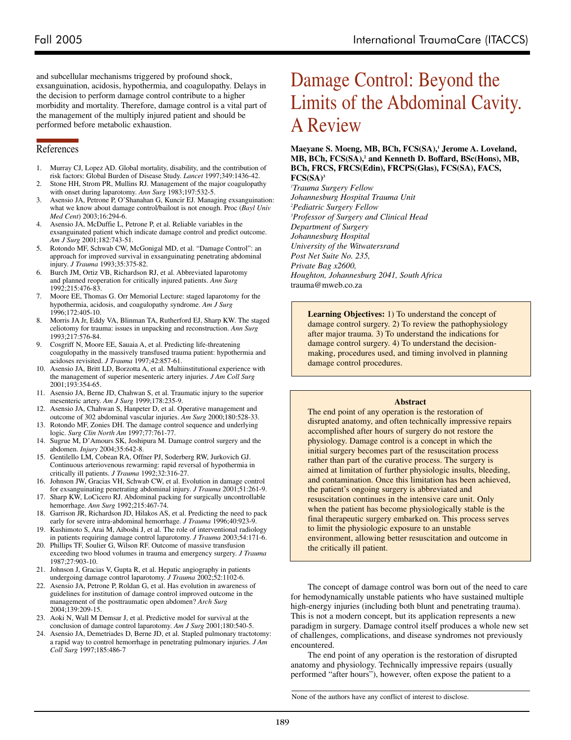and subcellular mechanisms triggered by profound shock, exsanguination, acidosis, hypothermia, and coagulopathy. Delays in the decision to perform damage control contribute to a higher morbidity and mortality. Therefore, damage control is a vital part of the management of the multiply injured patient and should be performed before metabolic exhaustion.

## References

1. Murray CJ, Lopez AD. Global mortality, disability, and the contribution of risk factors: Global Burden of Disease Study. *Lancet* 1997;349:1436-42.
2. Stone HH, Strom PR, Mullins RJ. Management of the major coagulopathy with onset during laparotomy. *Ann Surg* 1983;197:532-5.
3. Asensio JA, Petrone P, O'Shanahan G, Kuncir EJ. Managing exsanguination: what we know about damage control/bailout is not enough. Proc (*Bayl Univ Med Cent*) 2003;16:294-6.
4. Asensio JA, McDuffie L, Petrone P, et al. Reliable variables in the exsanguinated patient which indicate damage control and predict outcome. *Am J Surg* 2001;182:743-51.
5. Rotondo MF, Schwab CW, McGonigal MD, et al. "Damage Control": an approach for improved survival in exsanguinating penetrating abdominal injury. *J Trauma* 1993;35:375-82.
6. Burch JM, Ortiz VB, Richardson RJ, et al. Abbreviated laparotomy and planned reoperation for critically injured patients. *Ann Surg* 1992;215:476-83.
7. Moore EE, Thomas G. Orr Memorial Lecture: staged laparotomy for the hypothermia, acidosis, and coagulopathy syndrome. *Am J Surg* 1996;172:405-10.
8. Morris JA Jr, Eddy VA, Blinman TA, Rutherford EJ, Sharp KW. The staged celiotomy for trauma: issues in unpacking and reconstruction. *Ann Surg* 1993;217:576-84.
9. Cosgriff N, Moore EE, Sauaia A, et al. Predicting life-threatening coagulopathy in the massively transfused trauma patient: hypothermia and acidoses revisited. *J Trauma* 1997;42:857-61.
10. Asensio JA, Britt LD, Borzotta A, et al. Multiinstitutional experience with the management of superior mesenteric artery injuries. *J Am Coll Surg* 2001;193:354-65.
11. Asensio JA, Berne JD, Chahwan S, et al. Traumatic injury to the superior mesenteric artery. *Am J Surg* 1999;178:235-9.
12. Asensio JA, Chahwan S, Hanpeter D, et al. Operative management and outcome of 302 abdominal vascular injuries. *Am Surg* 2000;180:528-33.
13. Rotondo MF, Zonies DH. The damage control sequence and underlying logic. *Surg Clin North Am* 1997;77:761-77.
14. Sugrue M, D'Amours SK, Joshipura M. Damage control surgery and the abdomen. *Injury* 2004;35:642-8.
15. Gentilello LM, Cobean RA, Offner PJ, Soderberg RW, Jurkovich GJ. Continuous arteriovenous rewarming: rapid reversal of hypothermia in critically ill patients. *J Trauma* 1992;32:316-27.
16. Johnson JW, Gracias VH, Schwab CW, et al. Evolution in damage control for exsanguinating penetrating abdominal injury. *J Trauma* 2001;51:261-9.
17. Sharp KW, LoCicero RJ. Abdominal packing for surgically uncontrollable hemorrhage. *Ann Surg* 1992;215:467-74.
18. Garrison JR, Richardson JD, Hilakos AS, et al. Predicting the need to pack early for severe intra-abdominal hemorrhage. *J Trauma* 1996;40:923-9.
19. Kushimoto S, Arai M, Aiboshi J, et al. The role of interventional radiology in patients requiring damage control laparotomy. *J Trauma* 2003;54:171-6.
20. Phillips TF, Soulier G, Wilson RF. Outcome of massive transfusion exceeding two blood volumes in trauma and emergency surgery. *J Trauma* 1987;27:903-10.
21. Johnson J, Gracias V, Gupta R, et al. Hepatic angiography in patients undergoing damage control laparotomy. *J Trauma* 2002;52:1102-6.
22. Asensio JA, Petrone P, Roldan G, et al. Has evolution in awareness of guidelines for institution of damage control improved outcome in the management of the posttraumatic open abdomen? *Arch Surg* 2004;139:209-15.
23. Aoki N, Wall M Demsar J, et al. Predictive model for survival at the conclusion of damage control laparotomy. *Am J Surg* 2001;180:540-5.
24. Asensio JA, Demetriades D, Berne JD, et al. Stapled pulmonary tractotomy: a rapid way to control hemorrhage in penetrating pulmonary injuries. *J Am Coll Surg* 1997;185:486-7

# Damage Control: Beyond the Limits of the Abdominal Cavity. A Review

**Maeyane S. Moeng, MB, BCh, FCS(SA),[1] Jerome A. Loveland, MB, BCh, FCS(SA),[2] and Kenneth D. Boffard, BSc(Hons), MB, BCh, FRCS, FRCS(Edin), FRCPS(Glas), FCS(SA), FACS, FCS(SA)[3]**

*[1]Trauma Surgery Fellow*
*Johannesburg Hospital Trauma Unit*
*[2]Pediatric Surgery Fellow*
*[3]Professor of Surgery and Clinical Head*
*Department of Surgery*
*Johannesburg Hospital*
*University of the Witwatersrand*
*Post Net Suite No. 235,*
*Private Bag x2600,*
*Houghton, Johannesburg 2041, South Africa*
trauma@mweb.co.za

**Learning Objectives:** 1) To understand the concept of damage control surgery. 2) To review the pathophysiology after major trauma. 3) To understand the indications for damage control surgery. 4) To understand the decision-making, procedures used, and timing involved in planning damage control procedures.

**Abstract**

The end point of any operation is the restoration of disrupted anatomy, and often technically impressive repairs accomplished after hours of surgery do not restore the physiology. Damage control is a concept in which the initial surgery becomes part of the resuscitation process rather than part of the curative process. The surgery is aimed at limitation of further physiologic insults, bleeding, and contamination. Once this limitation has been achieved, the patient's ongoing surgery is abbreviated and resuscitation continues in the intensive care unit. Only when the patient has become physiologically stable is the final therapeutic surgery embarked on. This process serves to limit the physiologic exposure to an unstable environment, allowing better resuscitation and outcome in the critically ill patient.

The concept of damage control was born out of the need to care for hemodynamically unstable patients who have sustained multiple high-energy injuries (including both blunt and penetrating trauma). This is not a modern concept, but its application represents a new paradigm in surgery. Damage control itself produces a whole new set of challenges, complications, and disease syndromes not previously encountered.

The end point of any operation is the restoration of disrupted anatomy and physiology. Technically impressive repairs (usually performed "after hours"), however, often expose the patient to a

None of the authors have any conflict of interest to disclose.